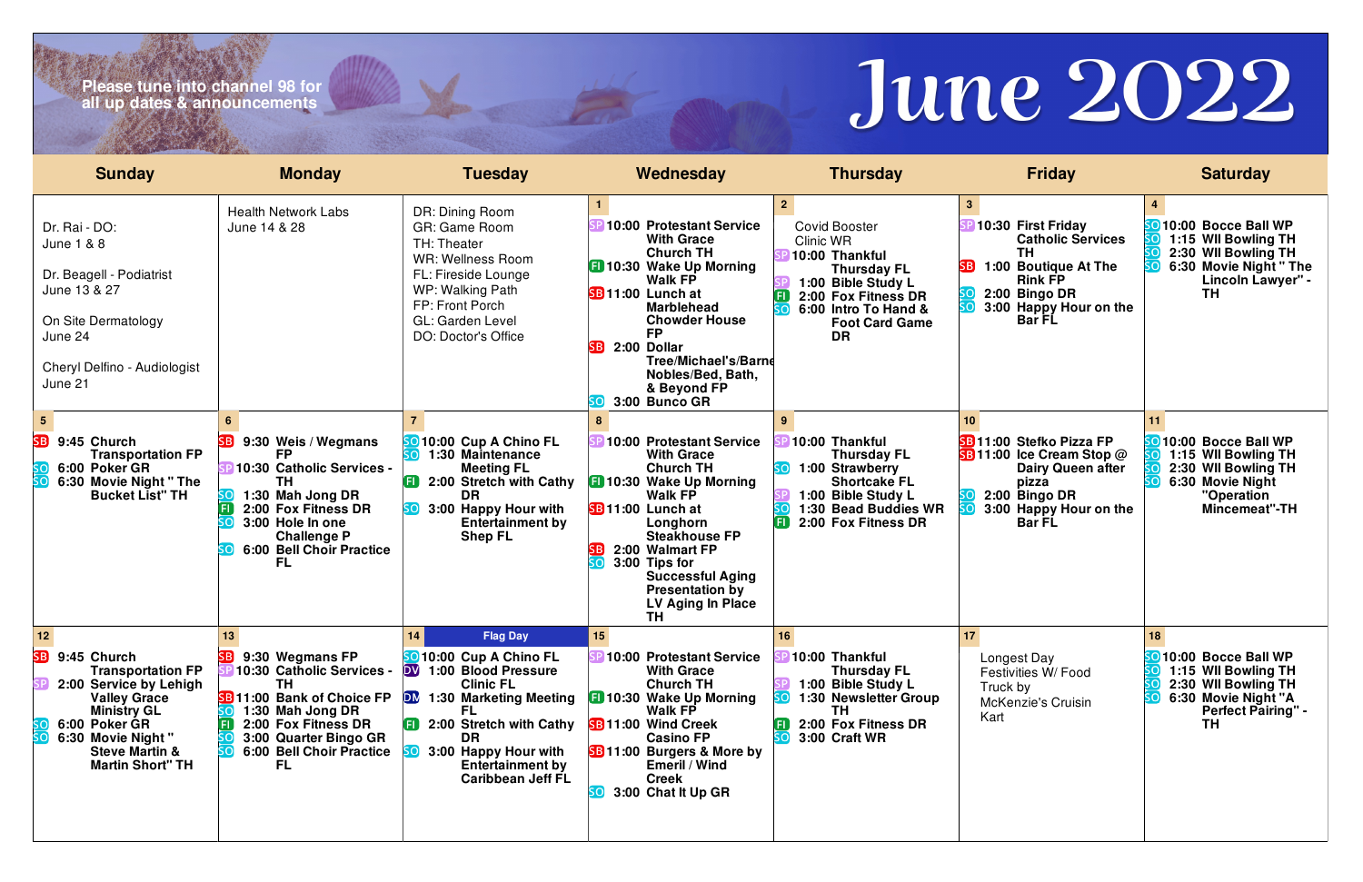# June 2022

Please tune into channel 98 for all up dates & announcements

| Sunday | Monday | Tuesday | Wednesday | Thursday | Friday | Saturday |
|---|---|---|---|---|---|---|
| Dr. Rai - DO: June 1 & 8<br><br>Dr. Beagell - Podiatrist June 13 & 27<br><br>On Site Dermatology June 24<br><br>Cheryl Delfino - Audiologist June 21 | Health Network Labs June 14 & 28 | DR: Dining Room<br>GR: Game Room<br>TH: Theater<br>WR: Wellness Room<br>FL: Fireside Lounge<br>WP: Walking Path<br>FP: Front Porch<br>GL: Garden Level<br>DO: Doctor's Office | **1**<br>SP **10:00 Protestant Service With Grace Church TH**<br>FI **10:30 Wake Up Morning Walk FP**<br>SB **11:00 Lunch at Marblehead Chowder House FP**<br>SB **2:00 Dollar Tree/Michael's/Barnes Nobles/Bed, Bath, & Beyond FP**<br>SO **3:00 Bunco GR** | **2**<br>Covid Booster Clinic WR<br>SP **10:00 Thankful Thursday FL**<br>SP **1:00 Bible Study L**<br>FI **2:00 Fox Fitness DR**<br>SO **6:00 Intro To Hand & Foot Card Game DR** | **3**<br>SP **10:30 First Friday Catholic Services TH**<br>SB **1:00 Boutique At The Rink FP**<br>SO **2:00 Bingo DR**<br>SO **3:00 Happy Hour on the Bar FL** | **4**<br>SO **10:00 Bocce Ball WP**<br>SO **1:15 WII Bowling TH**<br>SO **2:30 WII Bowling TH**<br>SO **6:30 Movie Night " The Lincoln Lawyer" - TH** |
| **5**<br>SB **9:45 Church Transportation FP**<br>SO **6:00 Poker GR**<br>SO **6:30 Movie Night " The Bucket List" TH** | **6**<br>SB **9:30 Weis / Wegmans FP**<br>SP **10:30 Catholic Services - TH**<br>SO **1:30 Mah Jong DR**<br>FI **2:00 Fox Fitness DR**<br>SO **3:00 Hole In one Challenge P**<br>SO **6:00 Bell Choir Practice FL** | **7**<br>SO **10:00 Cup A Chino FL**<br>SO **1:30 Maintenance Meeting FL**<br>FI **2:00 Stretch with Cathy DR**<br>SO **3:00 Happy Hour with Entertainment by Shep FL** | **8**<br>SP **10:00 Protestant Service With Grace Church TH**<br>FI **10:30 Wake Up Morning Walk FP**<br>SB **11:00 Lunch at Longhorn Steakhouse FP**<br>SB **2:00 Walmart FP**<br>SO **3:00 Tips for Successful Aging Presentation by LV Aging In Place TH** | **9**<br>SP **10:00 Thankful Thursday FL**<br>SO **1:00 Strawberry Shortcake FL**<br>SP **1:00 Bible Study L**<br>SO **1:30 Bead Buddies WR**<br>FI **2:00 Fox Fitness DR** | **10**<br>SB **11:00 Stefko Pizza FP**<br>SB **11:00 Ice Cream Stop @ Dairy Queen after pizza**<br>SO **2:00 Bingo DR**<br>SO **3:00 Happy Hour on the Bar FL** | **11**<br>SO **10:00 Bocce Ball WP**<br>SO **1:15 WII Bowling TH**<br>SO **2:30 WII Bowling TH**<br>SO **6:30 Movie Night "Operation Mincemeat"-TH** |
| **12**<br>SB **9:45 Church Transportation FP**<br>SP **2:00 Service by Lehigh Valley Grace Ministry GL**<br>SO **6:00 Poker GR**<br>SO **6:30 Movie Night " Steve Martin & Martin Short" TH** | **13**<br>SB **9:30 Wegmans FP**<br>SP **10:30 Catholic Services - TH**<br>SB **11:00 Bank of Choice FP**<br>SO **1:30 Mah Jong DR**<br>FI **2:00 Fox Fitness DR**<br>SO **3:00 Quarter Bingo GR**<br>SO **6:00 Bell Choir Practice FL** | **14** Flag Day<br>SO **10:00 Cup A Chino FL**<br>DV **1:00 Blood Pressure Clinic FL**<br>DM **1:30 Marketing Meeting FL**<br>FI **2:00 Stretch with Cathy DR**<br>SO **3:00 Happy Hour with Entertainment by Caribbean Jeff FL** | **15**<br>SP **10:00 Protestant Service With Grace Church TH**<br>FI **10:30 Wake Up Morning Walk FP**<br>SB **11:00 Wind Creek Casino FP**<br>SB **11:00 Burgers & More by Emeril / Wind Creek**<br>SO **3:00 Chat It Up GR** | **16**<br>SP **10:00 Thankful Thursday FL**<br>SP **1:00 Bible Study L**<br>SO **1:30 Newsletter Group TH**<br>FI **2:00 Fox Fitness DR**<br>SO **3:00 Craft WR** | **17**<br>Longest Day Festivities W/ Food Truck by McKenzie's Cruisin Kart | **18**<br>SO **10:00 Bocce Ball WP**<br>SO **1:15 WII Bowling TH**<br>SO **2:30 WII Bowling TH**<br>SO **6:30 Movie Night "A Perfect Pairing" - TH** |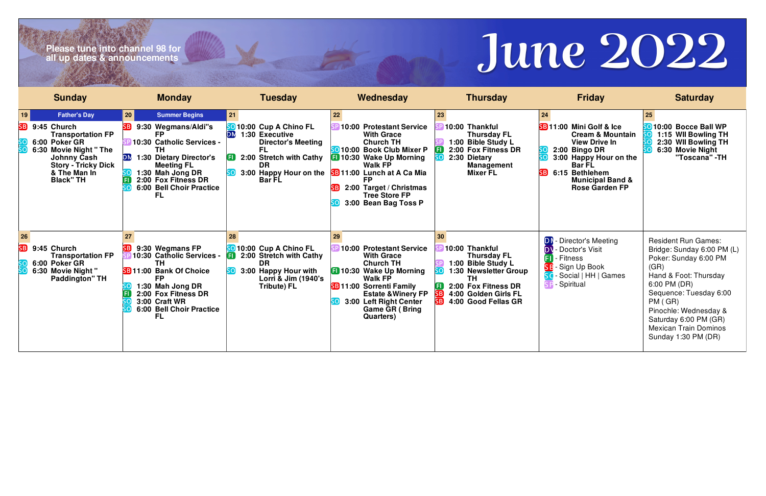Please tune into channel 98 for all up dates & announcements

# June 2022

| Sunday | Monday | Tuesday | Wednesday | Thursday | Friday | Saturday |
|---|---|---|---|---|---|---|
| 19 Father's Day<br>SB 9:45 Church Transportation FP<br>SO 6:00 Poker GR<br>SO 6:30 Movie Night " The Johnny Cash Story - Tricky Dick & The Man In Black" TH | 20 Summer Begins<br>SB 9:30 Wegmans/Aldi"s FP<br>SP 10:30 Catholic Services - TH<br>DM 1:30 Dietary Director's Meeting FL<br>SO 1:30 Mah Jong DR<br>FI 2:00 Fox Fitness DR<br>SO 6:00 Bell Choir Practice FL | 21<br>SO 10:00 Cup A Chino FL<br>DM 1:30 Executive Director's Meeting FL<br>FI 2:00 Stretch with Cathy DR<br>SO 3:00 Happy Hour on the Bar FL | 22<br>SP 10:00 Protestant Service With Grace Church TH<br>SO 10:00 Book Club Mixer P<br>FI 10:30 Wake Up Morning Walk FP<br>SB 11:00 Lunch at A Ca Mia FP<br>SB 2:00 Target / Christmas Tree Store FP<br>SO 3:00 Bean Bag Toss P | 23<br>SP 10:00 Thankful Thursday FL<br>SP 1:00 Bible Study L<br>FI 2:00 Fox Fitness DR<br>SO 2:30 Dietary Management Mixer FL | 24<br>SB 11:00 Mini Golf & Ice Cream & Mountain View Drive In<br>SO 2:00 Bingo DR<br>SO 3:00 Happy Hour on the Bar FL<br>SB 6:15 Bethlehem Municipal Band & Rose Garden FP | 25<br>SO 10:00 Bocce Ball WP<br>SO 1:15 WII Bowling TH<br>SO 2:30 WII Bowling TH<br>SO 6:30 Movie Night "Toscana" -TH |
| 26<br>SB 9:45 Church Transportation FP<br>SO 6:00 Poker GR<br>SO 6:30 Movie Night " Paddington" TH | 27<br>SB 9:30 Wegmans FP<br>SP 10:30 Catholic Services - TH<br>SB 11:00 Bank Of Choice FP<br>SO 1:30 Mah Jong DR<br>FI 2:00 Fox Fitness DR<br>SO 3:00 Craft WR<br>SO 6:00 Bell Choir Practice FL | 28<br>SO 10:00 Cup A Chino FL<br>FI 2:00 Stretch with Cathy DR<br>SO 3:00 Happy Hour with Lorri & Jim (1940's Tribute) FL | 29<br>SP 10:00 Protestant Service With Grace Church TH<br>FI 10:30 Wake Up Morning Walk FP<br>SB 11:00 Sorrenti Family Estate &Winery FP<br>SO 3:00 Left Right Center Game GR ( Bring Quarters) | 30<br>SP 10:00 Thankful Thursday FL<br>SP 1:00 Bible Study L<br>SO 1:30 Newsletter Group TH<br>FI 2:00 Fox Fitness DR<br>SB 4:00 Golden Girls FL<br>SB 4:00 Good Fellas GR | DM - Director's Meeting<br>DV - Doctor's Visit<br>FI - Fitness<br>SB - Sign Up Book<br>SO - Social \| HH \| Games<br>SP - Spiritual | Resident Run Games:<br>Bridge: Sunday 6:00 PM (L)<br>Poker: Sunday 6:00 PM (GR)<br>Hand & Foot: Thursday 6:00 PM (DR)<br>Sequence: Tuesday 6:00 PM ( GR)<br>Pinochle: Wednesday & Saturday 6:00 PM (GR)<br>Mexican Train Dominos Sunday 1:30 PM (DR) |